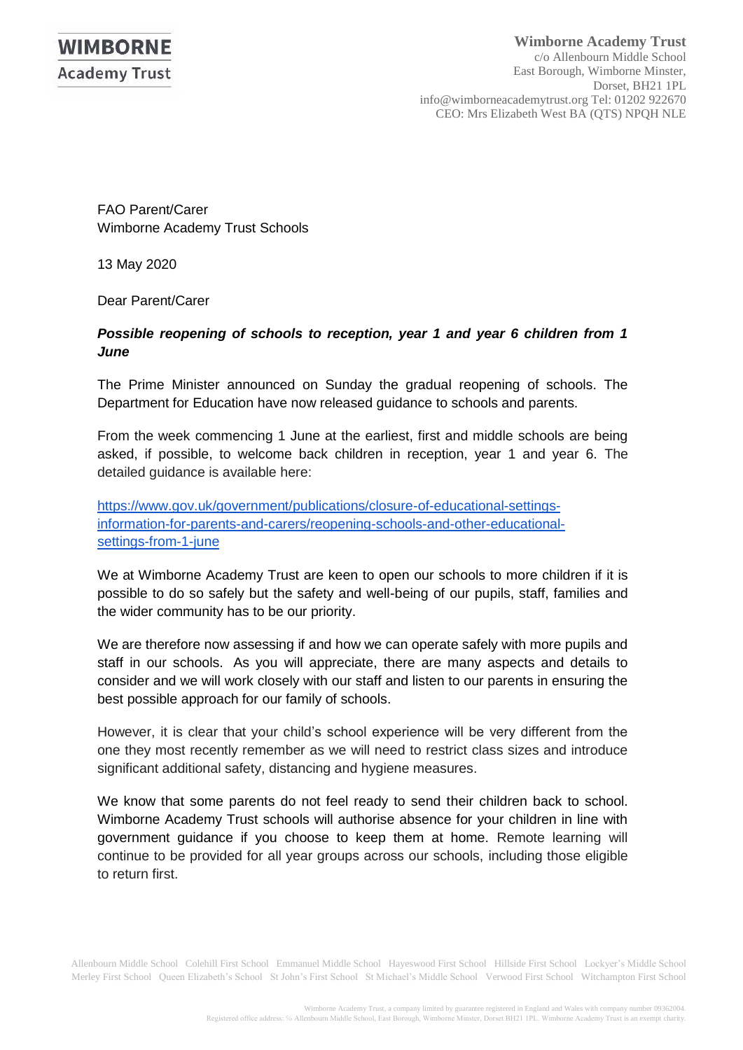**WIMBORNE**
**Academy Trust**

**Wimborne Academy Trust**
c/o Allenbourn Middle School
East Borough, Wimborne Minster,
Dorset, BH21 1PL
info@wimborneacademytrust.org Tel: 01202 922670
CEO: Mrs Elizabeth West BA (QTS) NPQH NLE

FAO Parent/Carer
Wimborne Academy Trust Schools

13 May 2020

Dear Parent/Carer

***Possible reopening of schools to reception, year 1 and year 6 children from 1 June***

The Prime Minister announced on Sunday the gradual reopening of schools. The Department for Education have now released guidance to schools and parents.

From the week commencing 1 June at the earliest, first and middle schools are being asked, if possible, to welcome back children in reception, year 1 and year 6. The detailed guidance is available here:

https://www.gov.uk/government/publications/closure-of-educational-settings-information-for-parents-and-carers/reopening-schools-and-other-educational-settings-from-1-june

We at Wimborne Academy Trust are keen to open our schools to more children if it is possible to do so safely but the safety and well-being of our pupils, staff, families and the wider community has to be our priority.

We are therefore now assessing if and how we can operate safely with more pupils and staff in our schools. As you will appreciate, there are many aspects and details to consider and we will work closely with our staff and listen to our parents in ensuring the best possible approach for our family of schools.

However, it is clear that your child's school experience will be very different from the one they most recently remember as we will need to restrict class sizes and introduce significant additional safety, distancing and hygiene measures.

We know that some parents do not feel ready to send their children back to school. Wimborne Academy Trust schools will authorise absence for your children in line with government guidance if you choose to keep them at home. Remote learning will continue to be provided for all year groups across our schools, including those eligible to return first.

Allenbourn Middle School Colehill First School Emmanuel Middle School Hayeswood First School Hillside First School Lockyer's Middle School
Merley First School Queen Elizabeth's School St John's First School St Michael's Middle School Verwood First School Witchampton First School

Wimborne Academy Trust, a company limited by guarantee registered in England and Wales with company number 09362004.
Registered office address: ℅ Allenbourn Middle School, East Borough, Wimborne Minster, Dorset BH21 1PL. Wimborne Academy Trust is an exempt charity.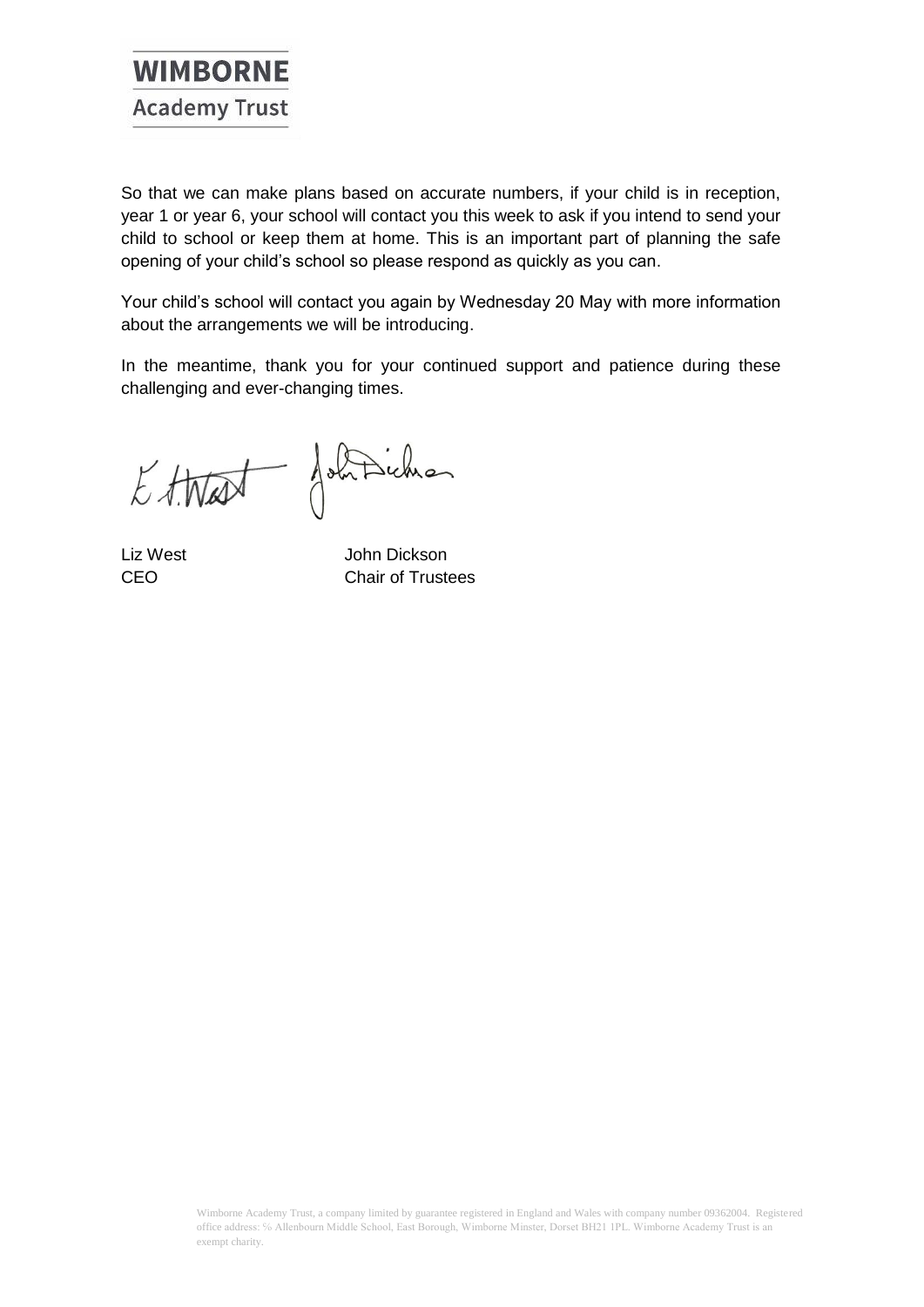So that we can make plans based on accurate numbers, if your child is in reception, year 1 or year 6, your school will contact you this week to ask if you intend to send your child to school or keep them at home. This is an important part of planning the safe opening of your child's school so please respond as quickly as you can.

Your child's school will contact you again by Wednesday 20 May with more information about the arrangements we will be introducing.

In the meantime, thank you for your continued support and patience during these challenging and ever-changing times.

| | |
|---|---|
| Liz West | John Dickson |
| CEO | Chair of Trustees |

Wimborne Academy Trust, a company limited by guarantee registered in England and Wales with company number 09362004. Registered office address: ℅ Allenbourn Middle School, East Borough, Wimborne Minster, Dorset BH21 1PL. Wimborne Academy Trust is an exempt charity.